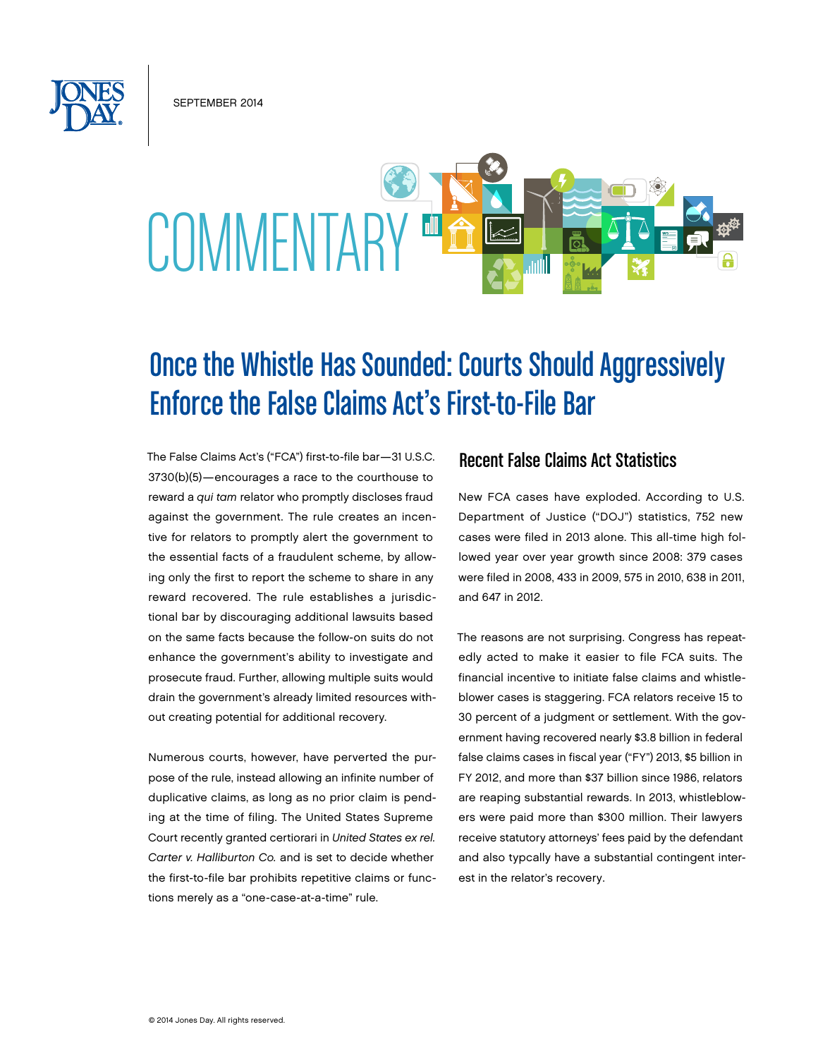SEPTEMBER 2014

# COMMENTARY

# Once the Whistle Has Sounded: Courts Should Aggressively Enforce the False Claims Act's First-to-File Bar

The False Claims Act's ("FCA") first-to-file bar—31 U.S.C. 3730(b)(5)—encourages a race to the courthouse to reward a *qui tam* relator who promptly discloses fraud against the government. The rule creates an incentive for relators to promptly alert the government to the essential facts of a fraudulent scheme, by allowing only the first to report the scheme to share in any reward recovered. The rule establishes a jurisdictional bar by discouraging additional lawsuits based on the same facts because the follow-on suits do not enhance the government's ability to investigate and prosecute fraud. Further, allowing multiple suits would drain the government's already limited resources without creating potential for additional recovery.

Numerous courts, however, have perverted the purpose of the rule, instead allowing an infinite number of duplicative claims, as long as no prior claim is pending at the time of filing. The United States Supreme Court recently granted certiorari in *United States ex rel. Carter v. Halliburton Co.* and is set to decide whether the first-to-file bar prohibits repetitive claims or functions merely as a "one-case-at-a-time" rule.

## Recent False Claims Act Statistics

New FCA cases have exploded. According to U.S. Department of Justice ("DOJ") statistics, 752 new cases were filed in 2013 alone. This all-time high followed year over year growth since 2008: 379 cases were filed in 2008, 433 in 2009, 575 in 2010, 638 in 2011, and 647 in 2012.

The reasons are not surprising. Congress has repeatedly acted to make it easier to file FCA suits. The financial incentive to initiate false claims and whistleblower cases is staggering. FCA relators receive 15 to 30 percent of a judgment or settlement. With the government having recovered nearly $3.8 billion in federal false claims cases in fiscal year ("FY") 2013, $5 billion in FY 2012, and more than $37 billion since 1986, relators are reaping substantial rewards. In 2013, whistleblowers were paid more than $300 million. Their lawyers receive statutory attorneys' fees paid by the defendant and also typcally have a substantial contingent interest in the relator's recovery.

© 2014 Jones Day. All rights reserved.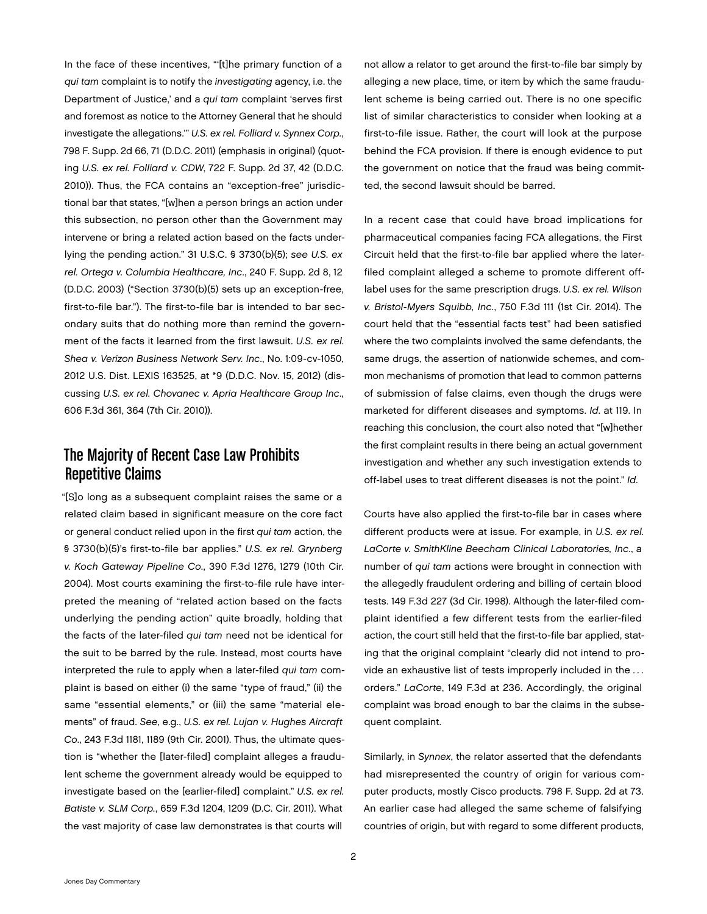In the face of these incentives, "'[t]he primary function of a *qui tam* complaint is to notify the *investigating* agency, i.e. the Department of Justice,' and a *qui tam* complaint 'serves first and foremost as notice to the Attorney General that he should investigate the allegations.'" *U.S. ex rel. Folliard v. Synnex Corp.*, 798 F. Supp. 2d 66, 71 (D.D.C. 2011) (emphasis in original) (quoting *U.S. ex rel. Folliard v. CDW*, 722 F. Supp. 2d 37, 42 (D.D.C. 2010)). Thus, the FCA contains an "exception-free" jurisdictional bar that states, "[w]hen a person brings an action under this subsection, no person other than the Government may intervene or bring a related action based on the facts underlying the pending action." 31 U.S.C. § 3730(b)(5); *see U.S. ex rel. Ortega v. Columbia Healthcare, Inc.*, 240 F. Supp. 2d 8, 12 (D.D.C. 2003) ("Section 3730(b)(5) sets up an exception-free, first-to-file bar."). The first-to-file bar is intended to bar secondary suits that do nothing more than remind the government of the facts it learned from the first lawsuit. *U.S. ex rel. Shea v. Verizon Business Network Serv. Inc.*, No. 1:09-cv-1050, 2012 U.S. Dist. LEXIS 163525, at *9 (D.D.C. Nov. 15, 2012) (discussing *U.S. ex rel. Chovanec v. Apria Healthcare Group Inc.*, 606 F.3d 361, 364 (7th Cir. 2010)).

## The Majority of Recent Case Law Prohibits Repetitive Claims

"[S]o long as a subsequent complaint raises the same or a related claim based in significant measure on the core fact or general conduct relied upon in the first *qui tam* action, the § 3730(b)(5)'s first-to-file bar applies." *U.S. ex rel. Grynberg v. Koch Gateway Pipeline Co.*, 390 F.3d 1276, 1279 (10th Cir. 2004). Most courts examining the first-to-file rule have interpreted the meaning of "related action based on the facts underlying the pending action" quite broadly, holding that the facts of the later-filed *qui tam* need not be identical for the suit to be barred by the rule. Instead, most courts have interpreted the rule to apply when a later-filed *qui tam* complaint is based on either (i) the same "type of fraud," (ii) the same "essential elements," or (iii) the same "material elements" of fraud. *See*, e.g., *U.S. ex rel. Lujan v. Hughes Aircraft Co.*, 243 F.3d 1181, 1189 (9th Cir. 2001). Thus, the ultimate question is "whether the [later-filed] complaint alleges a fraudulent scheme the government already would be equipped to investigate based on the [earlier-filed] complaint." *U.S. ex rel. Batiste v. SLM Corp.*, 659 F.3d 1204, 1209 (D.C. Cir. 2011). What the vast majority of case law demonstrates is that courts will not allow a relator to get around the first-to-file bar simply by alleging a new place, time, or item by which the same fraudulent scheme is being carried out. There is no one specific list of similar characteristics to consider when looking at a first-to-file issue. Rather, the court will look at the purpose behind the FCA provision. If there is enough evidence to put the government on notice that the fraud was being committed, the second lawsuit should be barred.

In a recent case that could have broad implications for pharmaceutical companies facing FCA allegations, the First Circuit held that the first-to-file bar applied where the later-filed complaint alleged a scheme to promote different off-label uses for the same prescription drugs. *U.S. ex rel. Wilson v. Bristol-Myers Squibb, Inc.*, 750 F.3d 111 (1st Cir. 2014). The court held that the "essential facts test" had been satisfied where the two complaints involved the same defendants, the same drugs, the assertion of nationwide schemes, and common mechanisms of promotion that lead to common patterns of submission of false claims, even though the drugs were marketed for different diseases and symptoms. *Id.* at 119. In reaching this conclusion, the court also noted that "[w]hether the first complaint results in there being an actual government investigation and whether any such investigation extends to off-label uses to treat different diseases is not the point." *Id.*

Courts have also applied the first-to-file bar in cases where different products were at issue. For example, in *U.S. ex rel. LaCorte v. SmithKline Beecham Clinical Laboratories, Inc.*, a number of *qui tam* actions were brought in connection with the allegedly fraudulent ordering and billing of certain blood tests. 149 F.3d 227 (3d Cir. 1998). Although the later-filed complaint identified a few different tests from the earlier-filed action, the court still held that the first-to-file bar applied, stating that the original complaint "clearly did not intend to provide an exhaustive list of tests improperly included in the . . . orders." *LaCorte*, 149 F.3d at 236. Accordingly, the original complaint was broad enough to bar the claims in the subsequent complaint.

Similarly, in *Synnex*, the relator asserted that the defendants had misrepresented the country of origin for various computer products, mostly Cisco products. 798 F. Supp. 2d at 73. An earlier case had alleged the same scheme of falsifying countries of origin, but with regard to some different products,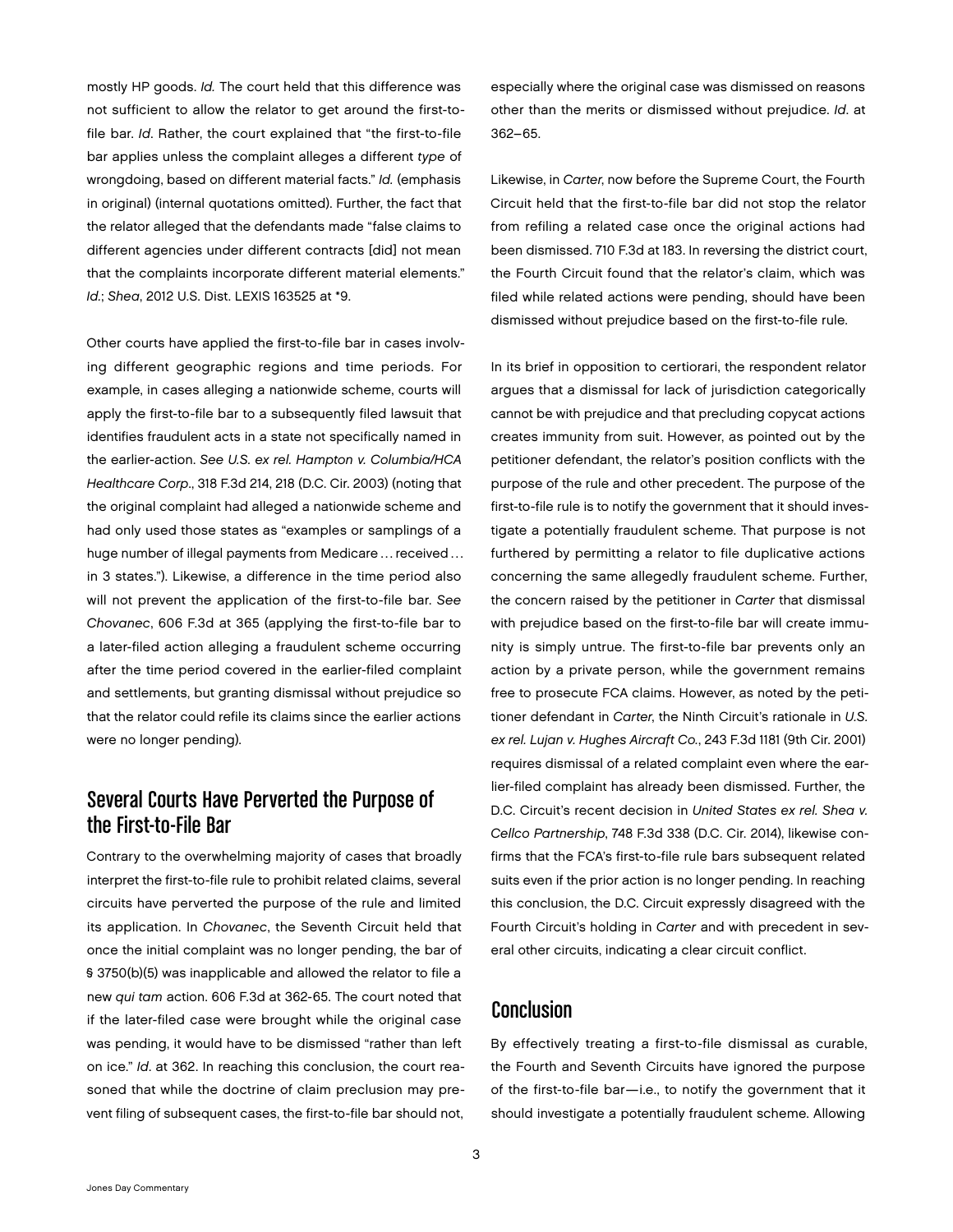mostly HP goods. *Id.* The court held that this difference was not sufficient to allow the relator to get around the first-to-file bar. *Id*. Rather, the court explained that "the first-to-file bar applies unless the complaint alleges a different *type* of wrongdoing, based on different material facts." *Id.* (emphasis in original) (internal quotations omitted). Further, the fact that the relator alleged that the defendants made "false claims to different agencies under different contracts [did] not mean that the complaints incorporate different material elements." *Id.*; *Shea*, 2012 U.S. Dist. LEXIS 163525 at *9.

Other courts have applied the first-to-file bar in cases involving different geographic regions and time periods. For example, in cases alleging a nationwide scheme, courts will apply the first-to-file bar to a subsequently filed lawsuit that identifies fraudulent acts in a state not specifically named in the earlier-action. *See U.S. ex rel. Hampton v. Columbia/HCA Healthcare Corp*., 318 F.3d 214, 218 (D.C. Cir. 2003) (noting that the original complaint had alleged a nationwide scheme and had only used those states as "examples or samplings of a huge number of illegal payments from Medicare … received … in 3 states."). Likewise, a difference in the time period also will not prevent the application of the first-to-file bar. *See Chovanec*, 606 F.3d at 365 (applying the first-to-file bar to a later-filed action alleging a fraudulent scheme occurring after the time period covered in the earlier-filed complaint and settlements, but granting dismissal without prejudice so that the relator could refile its claims since the earlier actions were no longer pending).

## Several Courts Have Perverted the Purpose of the First-to-File Bar

Contrary to the overwhelming majority of cases that broadly interpret the first-to-file rule to prohibit related claims, several circuits have perverted the purpose of the rule and limited its application. In *Chovanec*, the Seventh Circuit held that once the initial complaint was no longer pending, the bar of § 3750(b)(5) was inapplicable and allowed the relator to file a new *qui tam* action. 606 F.3d at 362-65. The court noted that if the later-filed case were brought while the original case was pending, it would have to be dismissed "rather than left on ice." *Id*. at 362. In reaching this conclusion, the court reasoned that while the doctrine of claim preclusion may prevent filing of subsequent cases, the first-to-file bar should not, especially where the original case was dismissed on reasons other than the merits or dismissed without prejudice. *Id*. at 362–65.

Likewise, in *Carter*, now before the Supreme Court, the Fourth Circuit held that the first-to-file bar did not stop the relator from refiling a related case once the original actions had been dismissed. 710 F.3d at 183. In reversing the district court, the Fourth Circuit found that the relator's claim, which was filed while related actions were pending, should have been dismissed without prejudice based on the first-to-file rule.

In its brief in opposition to certiorari, the respondent relator argues that a dismissal for lack of jurisdiction categorically cannot be with prejudice and that precluding copycat actions creates immunity from suit. However, as pointed out by the petitioner defendant, the relator's position conflicts with the purpose of the rule and other precedent. The purpose of the first-to-file rule is to notify the government that it should investigate a potentially fraudulent scheme. That purpose is not furthered by permitting a relator to file duplicative actions concerning the same allegedly fraudulent scheme. Further, the concern raised by the petitioner in *Carter* that dismissal with prejudice based on the first-to-file bar will create immunity is simply untrue. The first-to-file bar prevents only an action by a private person, while the government remains free to prosecute FCA claims. However, as noted by the petitioner defendant in *Carter*, the Ninth Circuit's rationale in *U.S. ex rel. Lujan v. Hughes Aircraft Co.*, 243 F.3d 1181 (9th Cir. 2001) requires dismissal of a related complaint even where the earlier-filed complaint has already been dismissed. Further, the D.C. Circuit's recent decision in *United States ex rel. Shea v. Cellco Partnership*, 748 F.3d 338 (D.C. Cir. 2014), likewise confirms that the FCA's first-to-file rule bars subsequent related suits even if the prior action is no longer pending. In reaching this conclusion, the D.C. Circuit expressly disagreed with the Fourth Circuit's holding in *Carter* and with precedent in several other circuits, indicating a clear circuit conflict.

## Conclusion

By effectively treating a first-to-file dismissal as curable, the Fourth and Seventh Circuits have ignored the purpose of the first-to-file bar—i.e., to notify the government that it should investigate a potentially fraudulent scheme. Allowing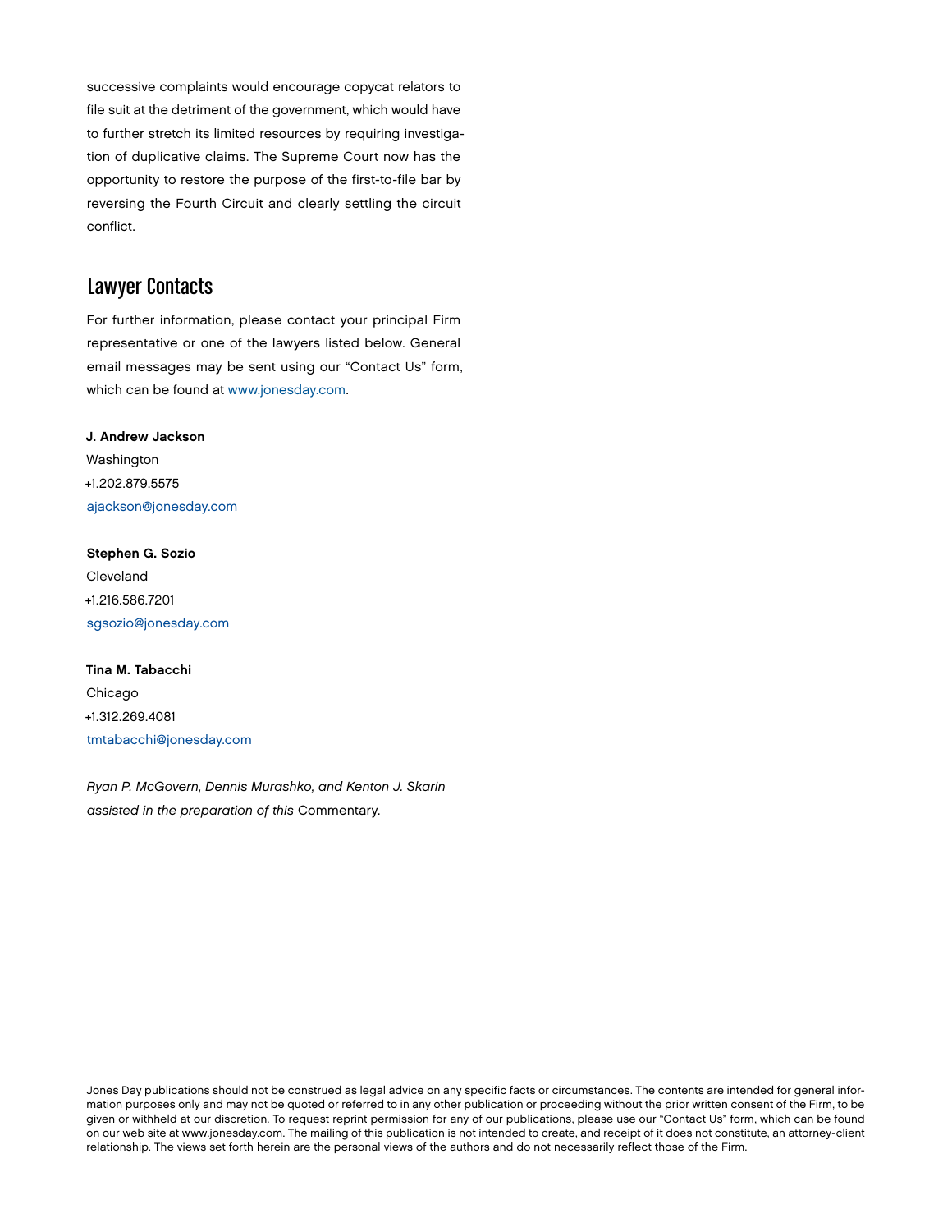successive complaints would encourage copycat relators to file suit at the detriment of the government, which would have to further stretch its limited resources by requiring investigation of duplicative claims. The Supreme Court now has the opportunity to restore the purpose of the first-to-file bar by reversing the Fourth Circuit and clearly settling the circuit conflict.

## Lawyer Contacts

For further information, please contact your principal Firm representative or one of the lawyers listed below. General email messages may be sent using our "Contact Us" form, which can be found at www.jonesday.com.

**J. Andrew Jackson**
Washington
+1.202.879.5575
ajackson@jonesday.com

**Stephen G. Sozio**
Cleveland
+1.216.586.7201
sgsozio@jonesday.com

**Tina M. Tabacchi**
Chicago
+1.312.269.4081
tmtabacchi@jonesday.com

*Ryan P. McGovern, Dennis Murashko, and Kenton J. Skarin assisted in the preparation of this* Commentary.

Jones Day publications should not be construed as legal advice on any specific facts or circumstances. The contents are intended for general information purposes only and may not be quoted or referred to in any other publication or proceeding without the prior written consent of the Firm, to be given or withheld at our discretion. To request reprint permission for any of our publications, please use our "Contact Us" form, which can be found on our web site at www.jonesday.com. The mailing of this publication is not intended to create, and receipt of it does not constitute, an attorney-client relationship. The views set forth herein are the personal views of the authors and do not necessarily reflect those of the Firm.